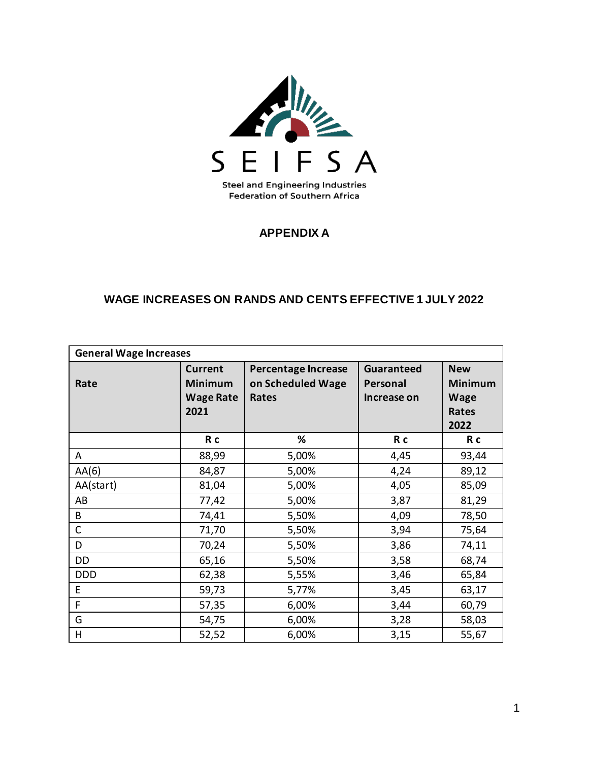SEIFSA

Steel and Engineering Industries Federation of Southern Africa

## APPENDIX A

## WAGE INCREASES ON RANDS AND CENTS EFFECTIVE 1 JULY 2022

| General Wage Increases | | | | |
|---|---|---|---|---|
| **Rate** | **Current Minimum Wage Rate 2021** | **Percentage Increase on Scheduled Wage Rates** | **Guaranteed Personal Increase on** | **New Minimum Wage Rates 2022** |
| | **R c** | **%** | **R c** | **R c** |
| A | 88,99 | 5,00% | 4,45 | 93,44 |
| AA(6) | 84,87 | 5,00% | 4,24 | 89,12 |
| AA(start) | 81,04 | 5,00% | 4,05 | 85,09 |
| AB | 77,42 | 5,00% | 3,87 | 81,29 |
| B | 74,41 | 5,50% | 4,09 | 78,50 |
| C | 71,70 | 5,50% | 3,94 | 75,64 |
| D | 70,24 | 5,50% | 3,86 | 74,11 |
| DD | 65,16 | 5,50% | 3,58 | 68,74 |
| DDD | 62,38 | 5,55% | 3,46 | 65,84 |
| E | 59,73 | 5,77% | 3,45 | 63,17 |
| F | 57,35 | 6,00% | 3,44 | 60,79 |
| G | 54,75 | 6,00% | 3,28 | 58,03 |
| H | 52,52 | 6,00% | 3,15 | 55,67 |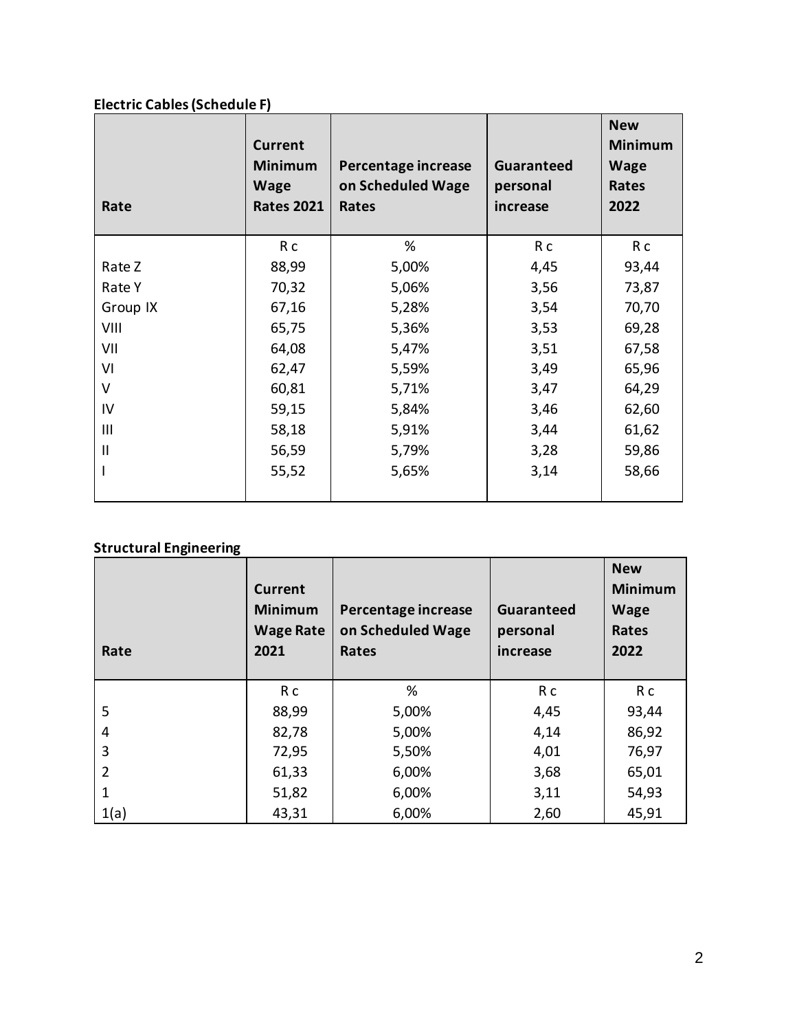**Electric Cables (Schedule F)**

| Rate | Current Minimum Wage Rates 2021 | Percentage increase on Scheduled Wage Rates | Guaranteed personal increase | New Minimum Wage Rates 2022 |
|---|---|---|---|---|
| | R c | % | R c | R c |
| Rate Z | 88,99 | 5,00% | 4,45 | 93,44 |
| Rate Y | 70,32 | 5,06% | 3,56 | 73,87 |
| Group IX | 67,16 | 5,28% | 3,54 | 70,70 |
| VIII | 65,75 | 5,36% | 3,53 | 69,28 |
| VII | 64,08 | 5,47% | 3,51 | 67,58 |
| VI | 62,47 | 5,59% | 3,49 | 65,96 |
| V | 60,81 | 5,71% | 3,47 | 64,29 |
| IV | 59,15 | 5,84% | 3,46 | 62,60 |
| III | 58,18 | 5,91% | 3,44 | 61,62 |
| II | 56,59 | 5,79% | 3,28 | 59,86 |
| I | 55,52 | 5,65% | 3,14 | 58,66 |

**Structural Engineering**

| Rate | Current Minimum Wage Rate 2021 | Percentage increase on Scheduled Wage Rates | Guaranteed personal increase | New Minimum Wage Rates 2022 |
|---|---|---|---|---|
| | R c | % | R c | R c |
| 5 | 88,99 | 5,00% | 4,45 | 93,44 |
| 4 | 82,78 | 5,00% | 4,14 | 86,92 |
| 3 | 72,95 | 5,50% | 4,01 | 76,97 |
| 2 | 61,33 | 6,00% | 3,68 | 65,01 |
| 1 | 51,82 | 6,00% | 3,11 | 54,93 |
| 1(a) | 43,31 | 6,00% | 2,60 | 45,91 |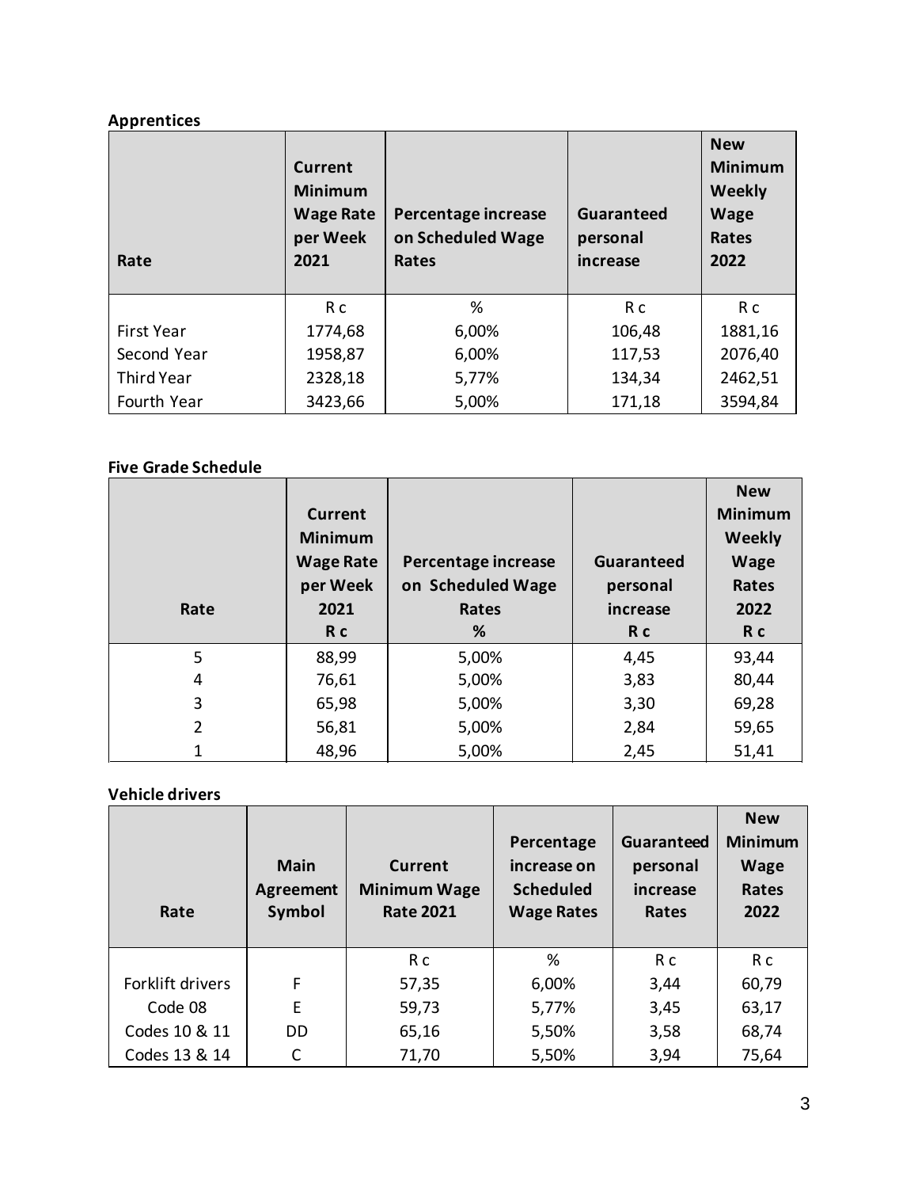**Apprentices**

| Rate | Current Minimum Wage Rate per Week 2021 | Percentage increase on Scheduled Wage Rates | Guaranteed personal increase | New Minimum Weekly Wage Rates 2022 |
|---|---|---|---|---|
| | R c | % | R c | R c |
| First Year | 1774,68 | 6,00% | 106,48 | 1881,16 |
| Second Year | 1958,87 | 6,00% | 117,53 | 2076,40 |
| Third Year | 2328,18 | 5,77% | 134,34 | 2462,51 |
| Fourth Year | 3423,66 | 5,00% | 171,18 | 3594,84 |

**Five Grade Schedule**

| Rate | Current Minimum Wage Rate per Week 2021 R c | Percentage increase on Scheduled Wage Rates % | Guaranteed personal increase R c | New Minimum Weekly Wage Rates 2022 R c |
|---|---|---|---|---|
| 5 | 88,99 | 5,00% | 4,45 | 93,44 |
| 4 | 76,61 | 5,00% | 3,83 | 80,44 |
| 3 | 65,98 | 5,00% | 3,30 | 69,28 |
| 2 | 56,81 | 5,00% | 2,84 | 59,65 |
| 1 | 48,96 | 5,00% | 2,45 | 51,41 |

**Vehicle drivers**

| Rate | Main Agreement Symbol | Current Minimum Wage Rate 2021 | Percentage increase on Scheduled Wage Rates | Guaranteed personal increase Rates | New Minimum Wage Rates 2022 |
|---|---|---|---|---|---|
| | | R c | % | R c | R c |
| Forklift drivers | F | 57,35 | 6,00% | 3,44 | 60,79 |
| Code 08 | E | 59,73 | 5,77% | 3,45 | 63,17 |
| Codes 10 & 11 | DD | 65,16 | 5,50% | 3,58 | 68,74 |
| Codes 13 & 14 | C | 71,70 | 5,50% | 3,94 | 75,64 |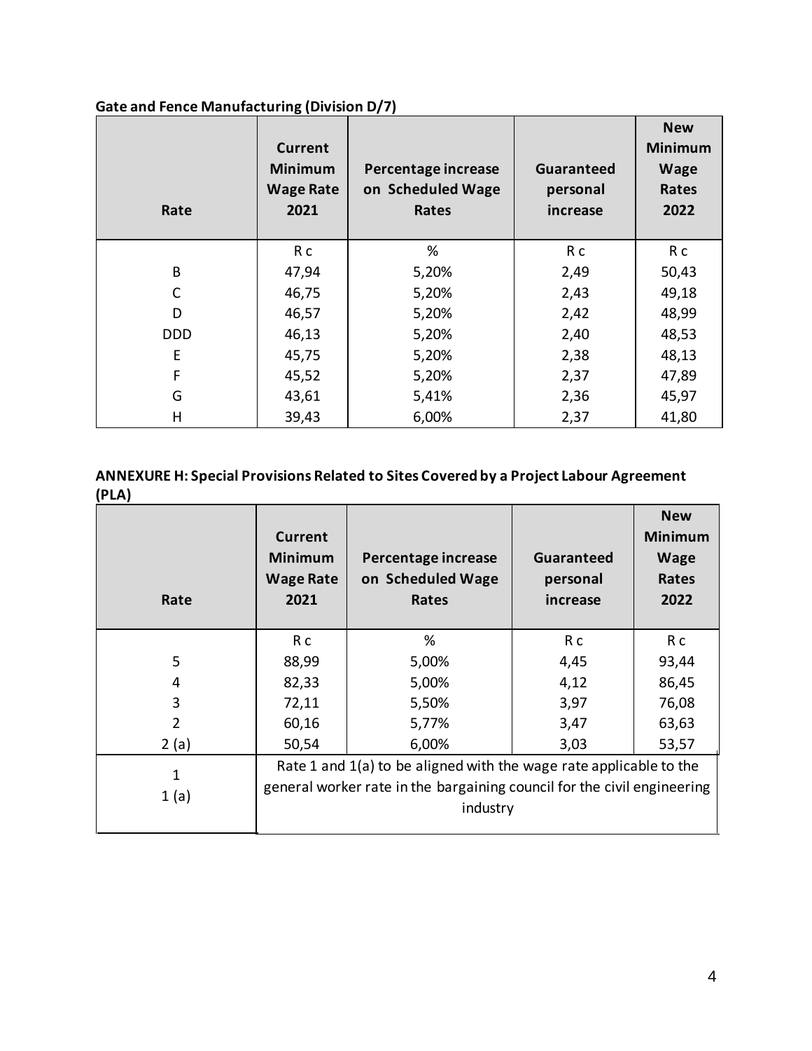**Gate and Fence Manufacturing (Division D/7)**

| Rate | Current Minimum Wage Rate 2021 | Percentage increase on Scheduled Wage Rates | Guaranteed personal increase | New Minimum Wage Rates 2022 |
|---|---|---|---|---|
| | R c | % | R c | R c |
| B | 47,94 | 5,20% | 2,49 | 50,43 |
| C | 46,75 | 5,20% | 2,43 | 49,18 |
| D | 46,57 | 5,20% | 2,42 | 48,99 |
| DDD | 46,13 | 5,20% | 2,40 | 48,53 |
| E | 45,75 | 5,20% | 2,38 | 48,13 |
| F | 45,52 | 5,20% | 2,37 | 47,89 |
| G | 43,61 | 5,41% | 2,36 | 45,97 |
| H | 39,43 | 6,00% | 2,37 | 41,80 |

**ANNEXURE H: Special Provisions Related to Sites Covered by a Project Labour Agreement (PLA)**

| Rate | Current Minimum Wage Rate 2021 | Percentage increase on Scheduled Wage Rates | Guaranteed personal increase | New Minimum Wage Rates 2022 |
|---|---|---|---|---|
| | R c | % | R c | R c |
| 5 | 88,99 | 5,00% | 4,45 | 93,44 |
| 4 | 82,33 | 5,00% | 4,12 | 86,45 |
| 3 | 72,11 | 5,50% | 3,97 | 76,08 |
| 2 | 60,16 | 5,77% | 3,47 | 63,63 |
| 2 (a) | 50,54 | 6,00% | 3,03 | 53,57 |
| 1<br>1 (a) | Rate 1 and 1(a) to be aligned with the wage rate applicable to the general worker rate in the bargaining council for the civil engineering industry | | | |